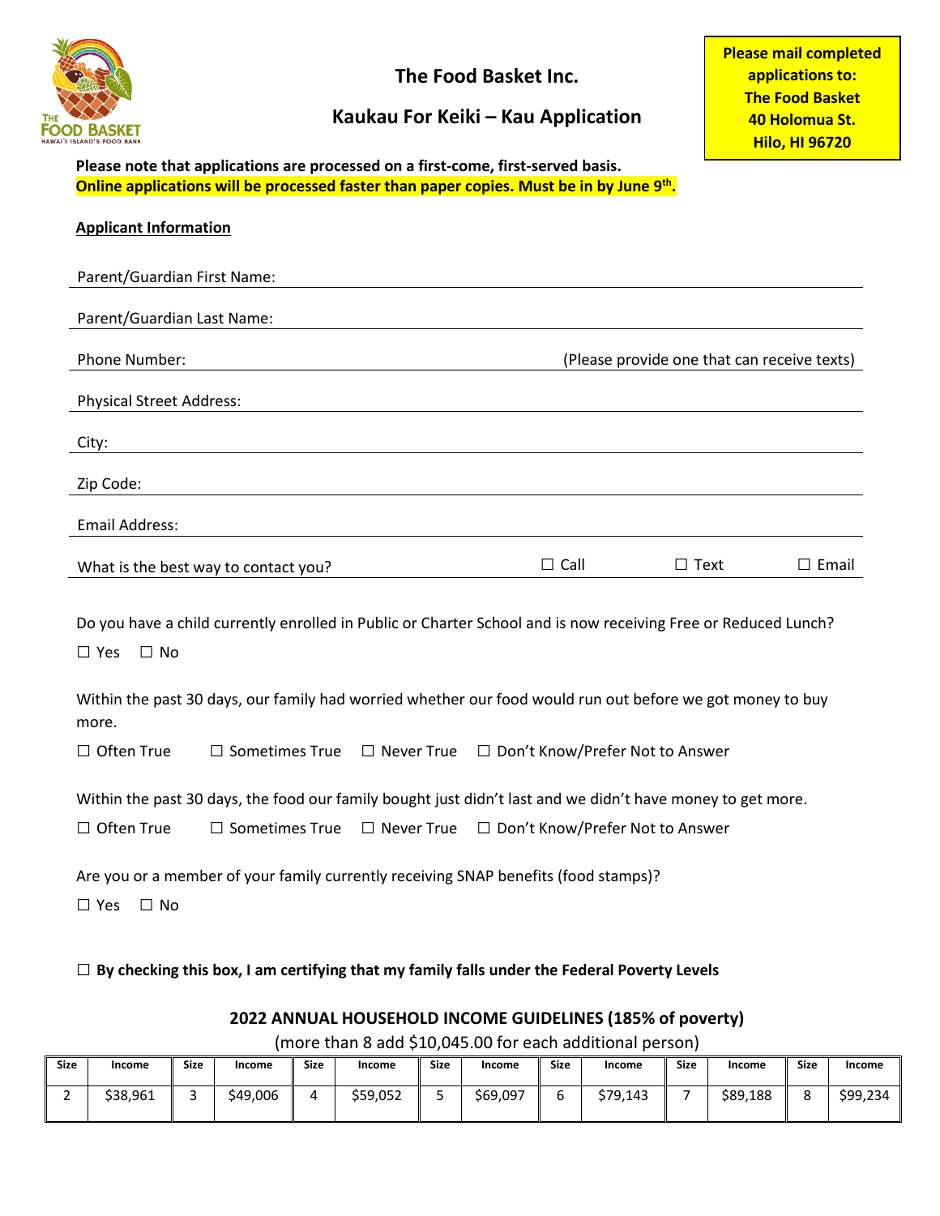# The Food Basket Inc.

## Kaukau For Keiki – Kau Application

**Please mail completed applications to:**
**The Food Basket**
**40 Holomua St.**
**Hilo, HI 96720**

**Please note that applications are processed on a first-come, first-served basis.**
**Online applications will be processed faster than paper copies. Must be in by June 9th.**

**Applicant Information**

Parent/Guardian First Name: \_\_\_\_\_\_\_\_\_\_\_\_\_\_\_\_\_\_\_\_

Parent/Guardian Last Name: \_\_\_\_\_\_\_\_\_\_\_\_\_\_\_\_\_\_\_\_

Phone Number: \_\_\_\_\_\_\_\_\_\_\_\_\_\_\_\_\_\_\_\_ (Please provide one that can receive texts)

Physical Street Address: \_\_\_\_\_\_\_\_\_\_\_\_\_\_\_\_\_\_\_\_

City: \_\_\_\_\_\_\_\_\_\_\_\_\_\_\_\_\_\_\_\_

Zip Code: \_\_\_\_\_\_\_\_\_\_\_\_\_\_\_\_\_\_\_\_

Email Address: \_\_\_\_\_\_\_\_\_\_\_\_\_\_\_\_\_\_\_\_

What is the best way to contact you? ☐ Call ☐ Text ☐ Email

Do you have a child currently enrolled in Public or Charter School and is now receiving Free or Reduced Lunch?

☐ Yes ☐ No

Within the past 30 days, our family had worried whether our food would run out before we got money to buy more.

☐ Often True ☐ Sometimes True ☐ Never True ☐ Don't Know/Prefer Not to Answer

Within the past 30 days, the food our family bought just didn't last and we didn't have money to get more.

☐ Often True ☐ Sometimes True ☐ Never True ☐ Don't Know/Prefer Not to Answer

Are you or a member of your family currently receiving SNAP benefits (food stamps)?

☐ Yes ☐ No

☐ **By checking this box, I am certifying that my family falls under the Federal Poverty Levels**

### 2022 ANNUAL HOUSEHOLD INCOME GUIDELINES (185% of poverty)

(more than 8 add $10,045.00 for each additional person)

| Size | Income | Size | Income | Size | Income | Size | Income | Size | Income | Size | Income | Size | Income |
|---|---|---|---|---|---|---|---|---|---|---|---|---|---|
| 2 | $38,961 | 3 | $49,006 | 4 | $59,052 | 5 | $69,097 | 6 | $79,143 | 7 | $89,188 | 8 | $99,234 |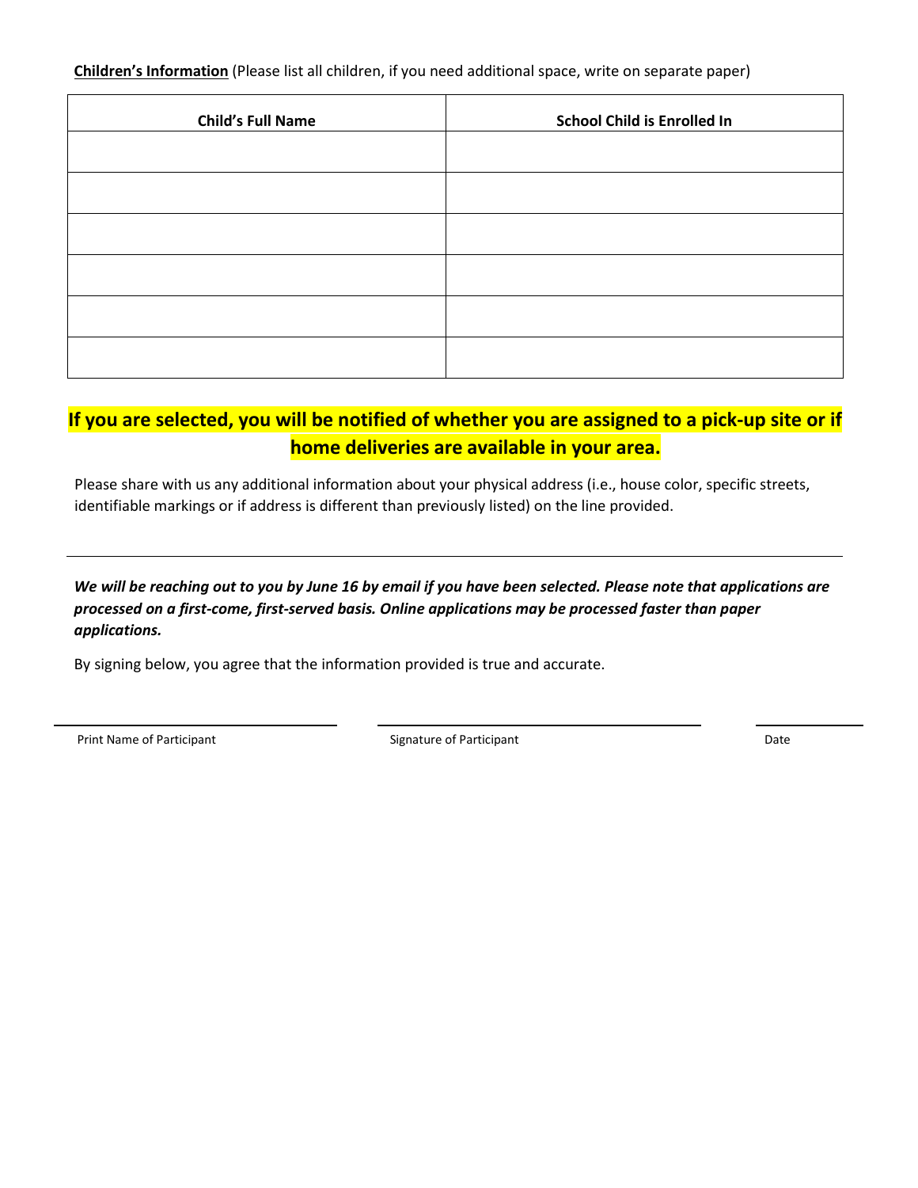**Children's Information** (Please list all children, if you need additional space, write on separate paper)

| Child's Full Name | School Child is Enrolled In |
|---|---|
| | |
| | |
| | |
| | |
| | |
| | |

**If you are selected, you will be notified of whether you are assigned to a pick-up site or if home deliveries are available in your area.**

Please share with us any additional information about your physical address (i.e., house color, specific streets, identifiable markings or if address is different than previously listed) on the line provided.

______________________________________________________________________

***We will be reaching out to you by June 16 by email if you have been selected. Please note that applications are processed on a first-come, first-served basis. Online applications may be processed faster than paper applications.***

By signing below, you agree that the information provided is true and accurate.

______________________ ______________________ __________

Print Name of Participant | Signature of Participant | Date